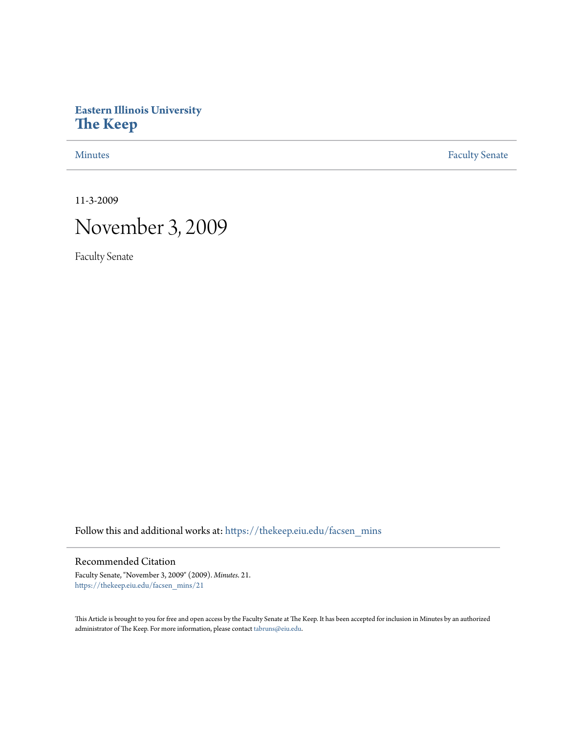**Eastern Illinois University**
# The Keep

Minutes | Faculty Senate

11-3-2009

# November 3, 2009

Faculty Senate

Follow this and additional works at: https://thekeep.eiu.edu/facsen_mins

## Recommended Citation

Faculty Senate, "November 3, 2009" (2009). *Minutes*. 21.
https://thekeep.eiu.edu/facsen_mins/21

This Article is brought to you for free and open access by the Faculty Senate at The Keep. It has been accepted for inclusion in Minutes by an authorized administrator of The Keep. For more information, please contact tabruns@eiu.edu.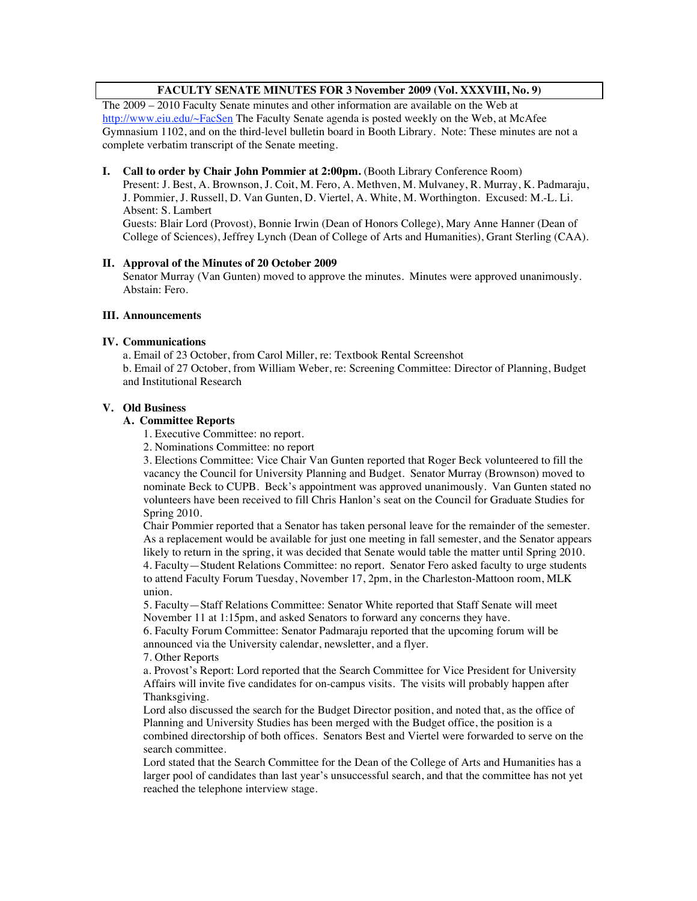**FACULTY SENATE MINUTES FOR 3 November 2009 (Vol. XXXVIII, No. 9)**

The 2009 – 2010 Faculty Senate minutes and other information are available on the Web at http://www.eiu.edu/~FacSen The Faculty Senate agenda is posted weekly on the Web, at McAfee Gymnasium 1102, and on the third-level bulletin board in Booth Library. Note: These minutes are not a complete verbatim transcript of the Senate meeting.

## I. Call to order by Chair John Pommier at 2:00pm. (Booth Library Conference Room)

Present: J. Best, A. Brownson, J. Coit, M. Fero, A. Methven, M. Mulvaney, R. Murray, K. Padmaraju, J. Pommier, J. Russell, D. Van Gunten, D. Viertel, A. White, M. Worthington. Excused: M.-L. Li. Absent: S. Lambert

Guests: Blair Lord (Provost), Bonnie Irwin (Dean of Honors College), Mary Anne Hanner (Dean of College of Sciences), Jeffrey Lynch (Dean of College of Arts and Humanities), Grant Sterling (CAA).

## II. Approval of the Minutes of 20 October 2009

Senator Murray (Van Gunten) moved to approve the minutes. Minutes were approved unanimously. Abstain: Fero.

## III. Announcements

## IV. Communications

a. Email of 23 October, from Carol Miller, re: Textbook Rental Screenshot
b. Email of 27 October, from William Weber, re: Screening Committee: Director of Planning, Budget and Institutional Research

## V. Old Business

### A. Committee Reports

1. Executive Committee: no report.
2. Nominations Committee: no report
3. Elections Committee: Vice Chair Van Gunten reported that Roger Beck volunteered to fill the vacancy the Council for University Planning and Budget. Senator Murray (Brownson) moved to nominate Beck to CUPB. Beck's appointment was approved unanimously. Van Gunten stated no volunteers have been received to fill Chris Hanlon's seat on the Council for Graduate Studies for Spring 2010.

Chair Pommier reported that a Senator has taken personal leave for the remainder of the semester. As a replacement would be available for just one meeting in fall semester, and the Senator appears likely to return in the spring, it was decided that Senate would table the matter until Spring 2010.

4. Faculty—Student Relations Committee: no report. Senator Fero asked faculty to urge students to attend Faculty Forum Tuesday, November 17, 2pm, in the Charleston-Mattoon room, MLK union.
5. Faculty—Staff Relations Committee: Senator White reported that Staff Senate will meet November 11 at 1:15pm, and asked Senators to forward any concerns they have.
6. Faculty Forum Committee: Senator Padmaraju reported that the upcoming forum will be announced via the University calendar, newsletter, and a flyer.
7. Other Reports

a. Provost's Report: Lord reported that the Search Committee for Vice President for University Affairs will invite five candidates for on-campus visits. The visits will probably happen after Thanksgiving.

Lord also discussed the search for the Budget Director position, and noted that, as the office of Planning and University Studies has been merged with the Budget office, the position is a combined directorship of both offices. Senators Best and Viertel were forwarded to serve on the search committee.

Lord stated that the Search Committee for the Dean of the College of Arts and Humanities has a larger pool of candidates than last year's unsuccessful search, and that the committee has not yet reached the telephone interview stage.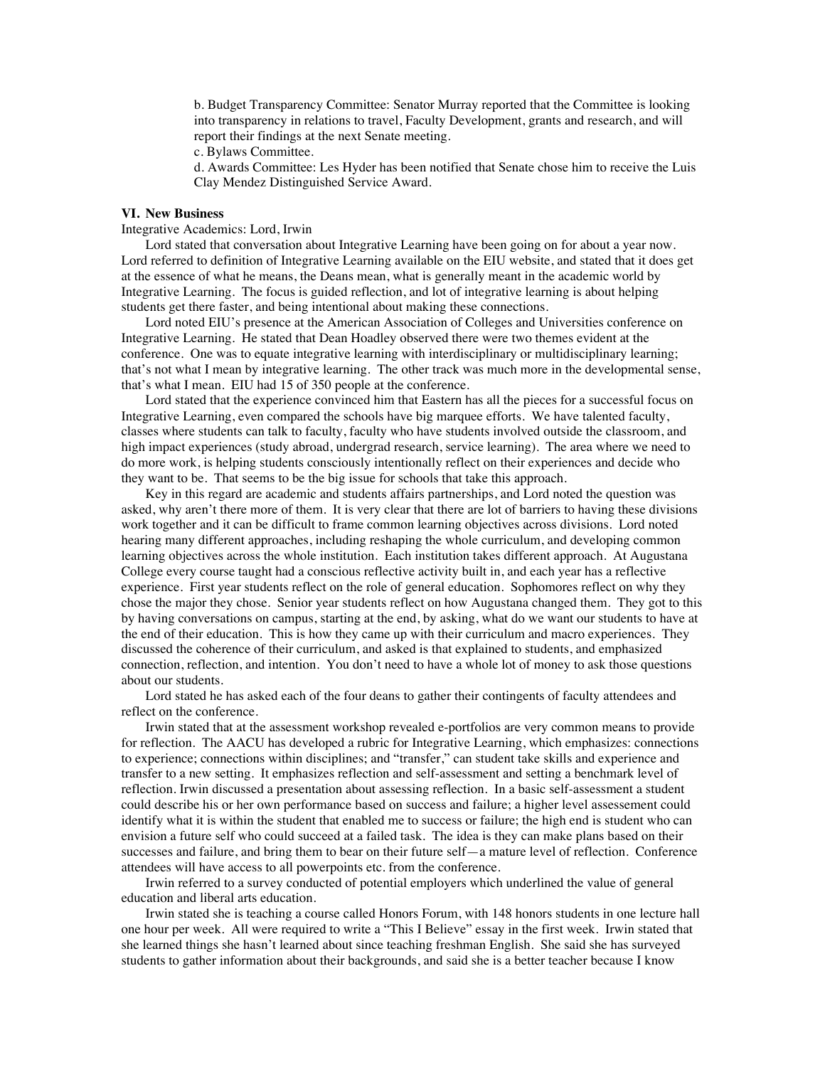b. Budget Transparency Committee: Senator Murray reported that the Committee is looking into transparency in relations to travel, Faculty Development, grants and research, and will report their findings at the next Senate meeting.

c. Bylaws Committee.

d. Awards Committee: Les Hyder has been notified that Senate chose him to receive the Luis Clay Mendez Distinguished Service Award.

**VI. New Business**

Integrative Academics: Lord, Irwin

Lord stated that conversation about Integrative Learning have been going on for about a year now. Lord referred to definition of Integrative Learning available on the EIU website, and stated that it does get at the essence of what he means, the Deans mean, what is generally meant in the academic world by Integrative Learning. The focus is guided reflection, and lot of integrative learning is about helping students get there faster, and being intentional about making these connections.

Lord noted EIU's presence at the American Association of Colleges and Universities conference on Integrative Learning. He stated that Dean Hoadley observed there were two themes evident at the conference. One was to equate integrative learning with interdisciplinary or multidisciplinary learning; that's not what I mean by integrative learning. The other track was much more in the developmental sense, that's what I mean. EIU had 15 of 350 people at the conference.

Lord stated that the experience convinced him that Eastern has all the pieces for a successful focus on Integrative Learning, even compared the schools have big marquee efforts. We have talented faculty, classes where students can talk to faculty, faculty who have students involved outside the classroom, and high impact experiences (study abroad, undergrad research, service learning). The area where we need to do more work, is helping students consciously intentionally reflect on their experiences and decide who they want to be. That seems to be the big issue for schools that take this approach.

Key in this regard are academic and students affairs partnerships, and Lord noted the question was asked, why aren't there more of them. It is very clear that there are lot of barriers to having these divisions work together and it can be difficult to frame common learning objectives across divisions. Lord noted hearing many different approaches, including reshaping the whole curriculum, and developing common learning objectives across the whole institution. Each institution takes different approach. At Augustana College every course taught had a conscious reflective activity built in, and each year has a reflective experience. First year students reflect on the role of general education. Sophomores reflect on why they chose the major they chose. Senior year students reflect on how Augustana changed them. They got to this by having conversations on campus, starting at the end, by asking, what do we want our students to have at the end of their education. This is how they came up with their curriculum and macro experiences. They discussed the coherence of their curriculum, and asked is that explained to students, and emphasized connection, reflection, and intention. You don't need to have a whole lot of money to ask those questions about our students.

Lord stated he has asked each of the four deans to gather their contingents of faculty attendees and reflect on the conference.

Irwin stated that at the assessment workshop revealed e-portfolios are very common means to provide for reflection. The AACU has developed a rubric for Integrative Learning, which emphasizes: connections to experience; connections within disciplines; and "transfer," can student take skills and experience and transfer to a new setting. It emphasizes reflection and self-assessment and setting a benchmark level of reflection. Irwin discussed a presentation about assessing reflection. In a basic self-assessment a student could describe his or her own performance based on success and failure; a higher level assessement could identify what it is within the student that enabled me to success or failure; the high end is student who can envision a future self who could succeed at a failed task. The idea is they can make plans based on their successes and failure, and bring them to bear on their future self—a mature level of reflection. Conference attendees will have access to all powerpoints etc. from the conference.

Irwin referred to a survey conducted of potential employers which underlined the value of general education and liberal arts education.

Irwin stated she is teaching a course called Honors Forum, with 148 honors students in one lecture hall one hour per week. All were required to write a "This I Believe" essay in the first week. Irwin stated that she learned things she hasn't learned about since teaching freshman English. She said she has surveyed students to gather information about their backgrounds, and said she is a better teacher because I know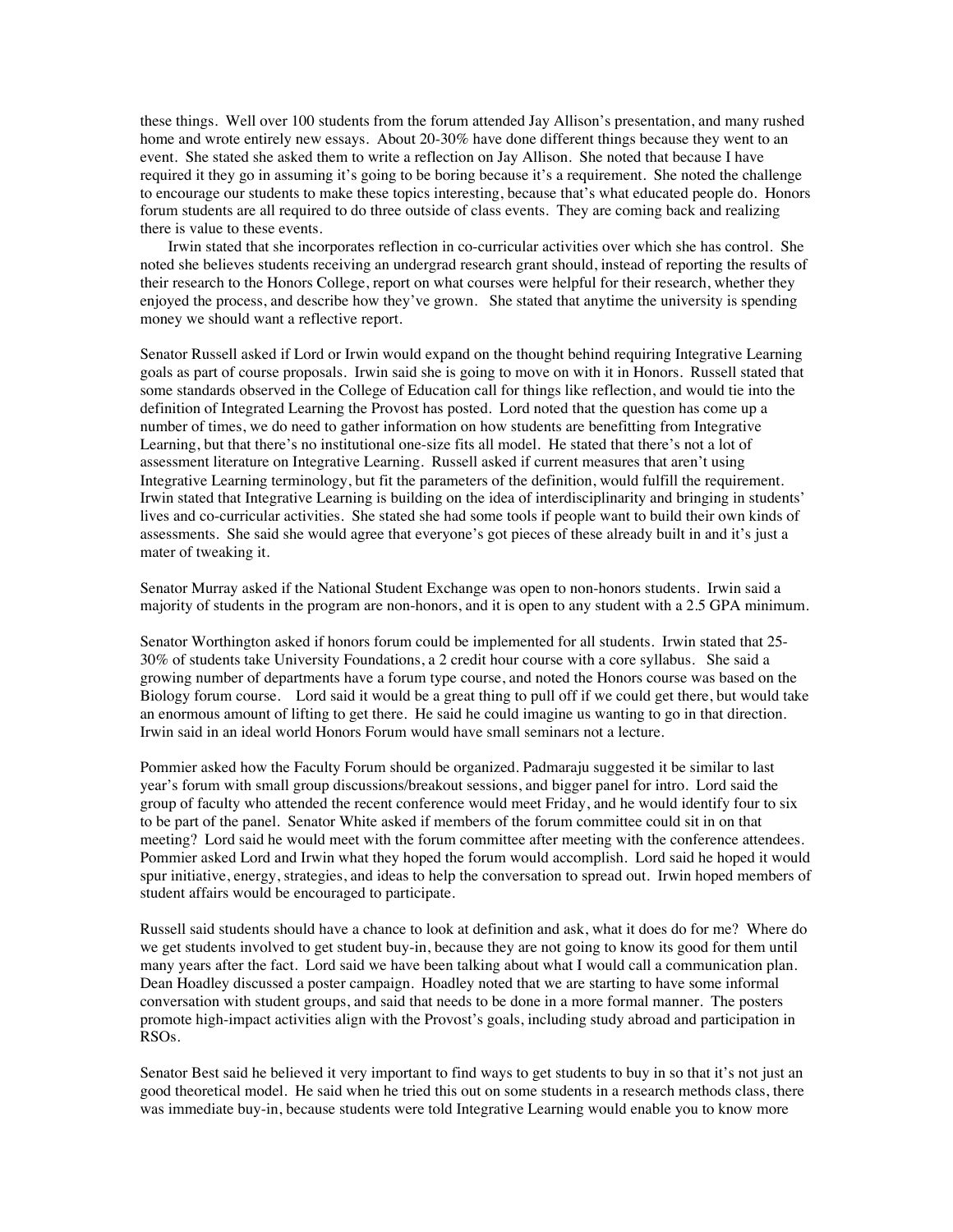these things. Well over 100 students from the forum attended Jay Allison's presentation, and many rushed home and wrote entirely new essays. About 20-30% have done different things because they went to an event. She stated she asked them to write a reflection on Jay Allison. She noted that because I have required it they go in assuming it's going to be boring because it's a requirement. She noted the challenge to encourage our students to make these topics interesting, because that's what educated people do. Honors forum students are all required to do three outside of class events. They are coming back and realizing there is value to these events.

Irwin stated that she incorporates reflection in co-curricular activities over which she has control. She noted she believes students receiving an undergrad research grant should, instead of reporting the results of their research to the Honors College, report on what courses were helpful for their research, whether they enjoyed the process, and describe how they've grown. She stated that anytime the university is spending money we should want a reflective report.

Senator Russell asked if Lord or Irwin would expand on the thought behind requiring Integrative Learning goals as part of course proposals. Irwin said she is going to move on with it in Honors. Russell stated that some standards observed in the College of Education call for things like reflection, and would tie into the definition of Integrated Learning the Provost has posted. Lord noted that the question has come up a number of times, we do need to gather information on how students are benefitting from Integrative Learning, but that there's no institutional one-size fits all model. He stated that there's not a lot of assessment literature on Integrative Learning. Russell asked if current measures that aren't using Integrative Learning terminology, but fit the parameters of the definition, would fulfill the requirement. Irwin stated that Integrative Learning is building on the idea of interdisciplinarity and bringing in students' lives and co-curricular activities. She stated she had some tools if people want to build their own kinds of assessments. She said she would agree that everyone's got pieces of these already built in and it's just a mater of tweaking it.

Senator Murray asked if the National Student Exchange was open to non-honors students. Irwin said a majority of students in the program are non-honors, and it is open to any student with a 2.5 GPA minimum.

Senator Worthington asked if honors forum could be implemented for all students. Irwin stated that 25-30% of students take University Foundations, a 2 credit hour course with a core syllabus. She said a growing number of departments have a forum type course, and noted the Honors course was based on the Biology forum course. Lord said it would be a great thing to pull off if we could get there, but would take an enormous amount of lifting to get there. He said he could imagine us wanting to go in that direction. Irwin said in an ideal world Honors Forum would have small seminars not a lecture.

Pommier asked how the Faculty Forum should be organized. Padmaraju suggested it be similar to last year's forum with small group discussions/breakout sessions, and bigger panel for intro. Lord said the group of faculty who attended the recent conference would meet Friday, and he would identify four to six to be part of the panel. Senator White asked if members of the forum committee could sit in on that meeting? Lord said he would meet with the forum committee after meeting with the conference attendees. Pommier asked Lord and Irwin what they hoped the forum would accomplish. Lord said he hoped it would spur initiative, energy, strategies, and ideas to help the conversation to spread out. Irwin hoped members of student affairs would be encouraged to participate.

Russell said students should have a chance to look at definition and ask, what it does do for me? Where do we get students involved to get student buy-in, because they are not going to know its good for them until many years after the fact. Lord said we have been talking about what I would call a communication plan. Dean Hoadley discussed a poster campaign. Hoadley noted that we are starting to have some informal conversation with student groups, and said that needs to be done in a more formal manner. The posters promote high-impact activities align with the Provost's goals, including study abroad and participation in RSOs.

Senator Best said he believed it very important to find ways to get students to buy in so that it's not just an good theoretical model. He said when he tried this out on some students in a research methods class, there was immediate buy-in, because students were told Integrative Learning would enable you to know more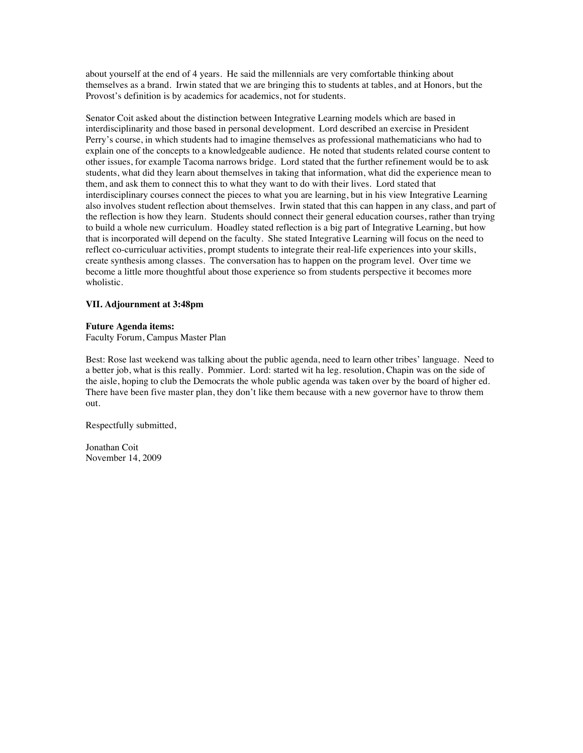about yourself at the end of 4 years. He said the millennials are very comfortable thinking about themselves as a brand. Irwin stated that we are bringing this to students at tables, and at Honors, but the Provost's definition is by academics for academics, not for students.

Senator Coit asked about the distinction between Integrative Learning models which are based in interdisciplinarity and those based in personal development. Lord described an exercise in President Perry's course, in which students had to imagine themselves as professional mathematicians who had to explain one of the concepts to a knowledgeable audience. He noted that students related course content to other issues, for example Tacoma narrows bridge. Lord stated that the further refinement would be to ask students, what did they learn about themselves in taking that information, what did the experience mean to them, and ask them to connect this to what they want to do with their lives. Lord stated that interdisciplinary courses connect the pieces to what you are learning, but in his view Integrative Learning also involves student reflection about themselves. Irwin stated that this can happen in any class, and part of the reflection is how they learn. Students should connect their general education courses, rather than trying to build a whole new curriculum. Hoadley stated reflection is a big part of Integrative Learning, but how that is incorporated will depend on the faculty. She stated Integrative Learning will focus on the need to reflect co-curriculuar activities, prompt students to integrate their real-life experiences into your skills, create synthesis among classes. The conversation has to happen on the program level. Over time we become a little more thoughtful about those experience so from students perspective it becomes more wholistic.

**VII. Adjournment at 3:48pm**

**Future Agenda items:**
Faculty Forum, Campus Master Plan

Best: Rose last weekend was talking about the public agenda, need to learn other tribes' language. Need to a better job, what is this really. Pommier. Lord: started wit ha leg. resolution, Chapin was on the side of the aisle, hoping to club the Democrats the whole public agenda was taken over by the board of higher ed. There have been five master plan, they don't like them because with a new governor have to throw them out.

Respectfully submitted,

Jonathan Coit
November 14, 2009